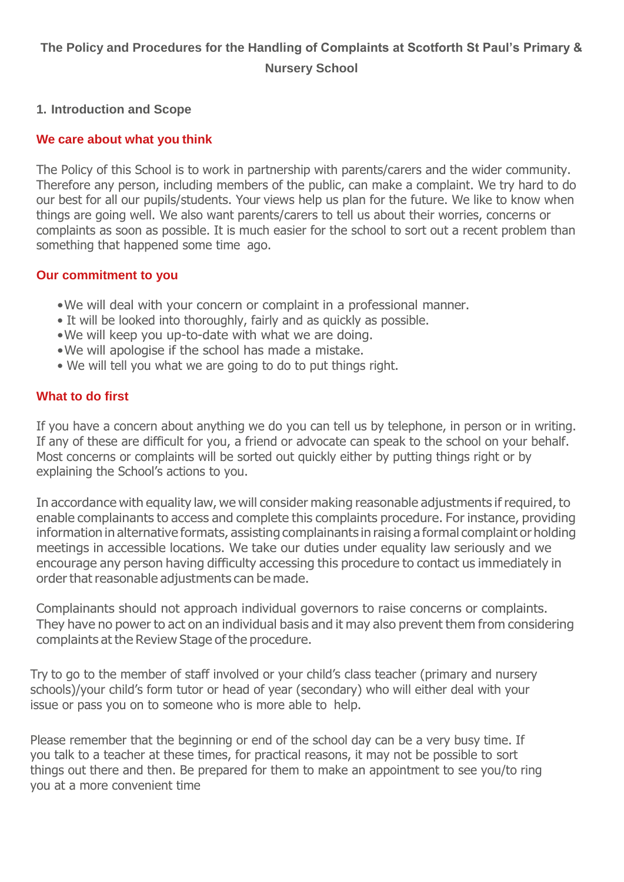# The Policy and Procedures for the Handling of Complaints at Scotforth St Paul's Primary & Nursery School

## 1. Introduction and Scope

### We care about what you think

The Policy of this School is to work in partnership with parents/carers and the wider community. Therefore any person, including members of the public, can make a complaint. We try hard to do our best for all our pupils/students. Your views help us plan for the future. We like to know when things are going well. We also want parents/carers to tell us about their worries, concerns or complaints as soon as possible. It is much easier for the school to sort out a recent problem than something that happened some time ago.

### Our commitment to you

- We will deal with your concern or complaint in a professional manner.
- It will be looked into thoroughly, fairly and as quickly as possible.
- We will keep you up-to-date with what we are doing.
- We will apologise if the school has made a mistake.
- We will tell you what we are going to do to put things right.

### What to do first

If you have a concern about anything we do you can tell us by telephone, in person or in writing. If any of these are difficult for you, a friend or advocate can speak to the school on your behalf. Most concerns or complaints will be sorted out quickly either by putting things right or by explaining the School's actions to you.

In accordance with equality law, we will consider making reasonable adjustments if required, to enable complainants to access and complete this complaints procedure. For instance, providing information in alternative formats, assisting complainants in raising a formal complaint or holding meetings in accessible locations. We take our duties under equality law seriously and we encourage any person having difficulty accessing this procedure to contact us immediately in order that reasonable adjustments can be made.

Complainants should not approach individual governors to raise concerns or complaints. They have no power to act on an individual basis and it may also prevent them from considering complaints at the Review Stage of the procedure.

Try to go to the member of staff involved or your child's class teacher (primary and nursery schools)/your child's form tutor or head of year (secondary) who will either deal with your issue or pass you on to someone who is more able to help.

Please remember that the beginning or end of the school day can be a very busy time. If you talk to a teacher at these times, for practical reasons, it may not be possible to sort things out there and then. Be prepared for them to make an appointment to see you/to ring you at a more convenient time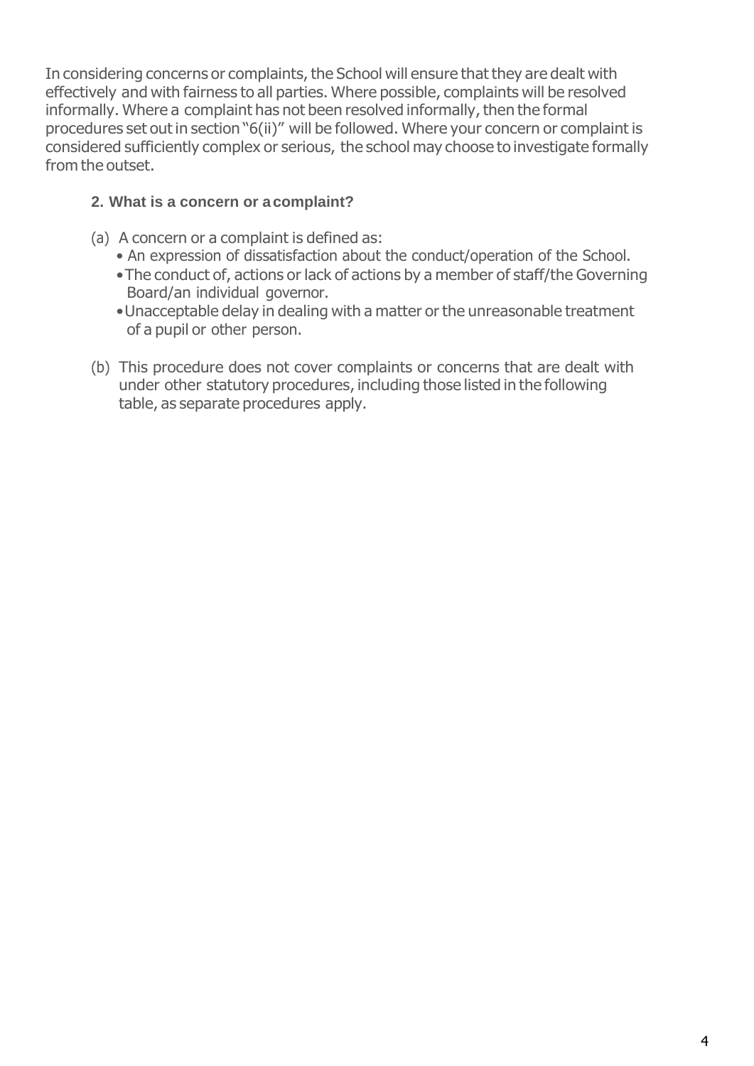In considering concerns or complaints, the School will ensure that they are dealt with effectively and with fairness to all parties. Where possible, complaints will be resolved informally. Where a complaint has not been resolved informally, then the formal procedures set out in section "6(ii)" will be followed. Where your concern or complaint is considered sufficiently complex or serious, the school may choose to investigate formally from the outset.

### 2. What is a concern or a complaint?

(a) A concern or a complaint is defined as:

- An expression of dissatisfaction about the conduct/operation of the School.
- The conduct of, actions or lack of actions by a member of staff/the Governing Board/an individual governor.
- Unacceptable delay in dealing with a matter or the unreasonable treatment of a pupil or other person.

(b) This procedure does not cover complaints or concerns that are dealt with under other statutory procedures, including those listed in the following table, as separate procedures apply.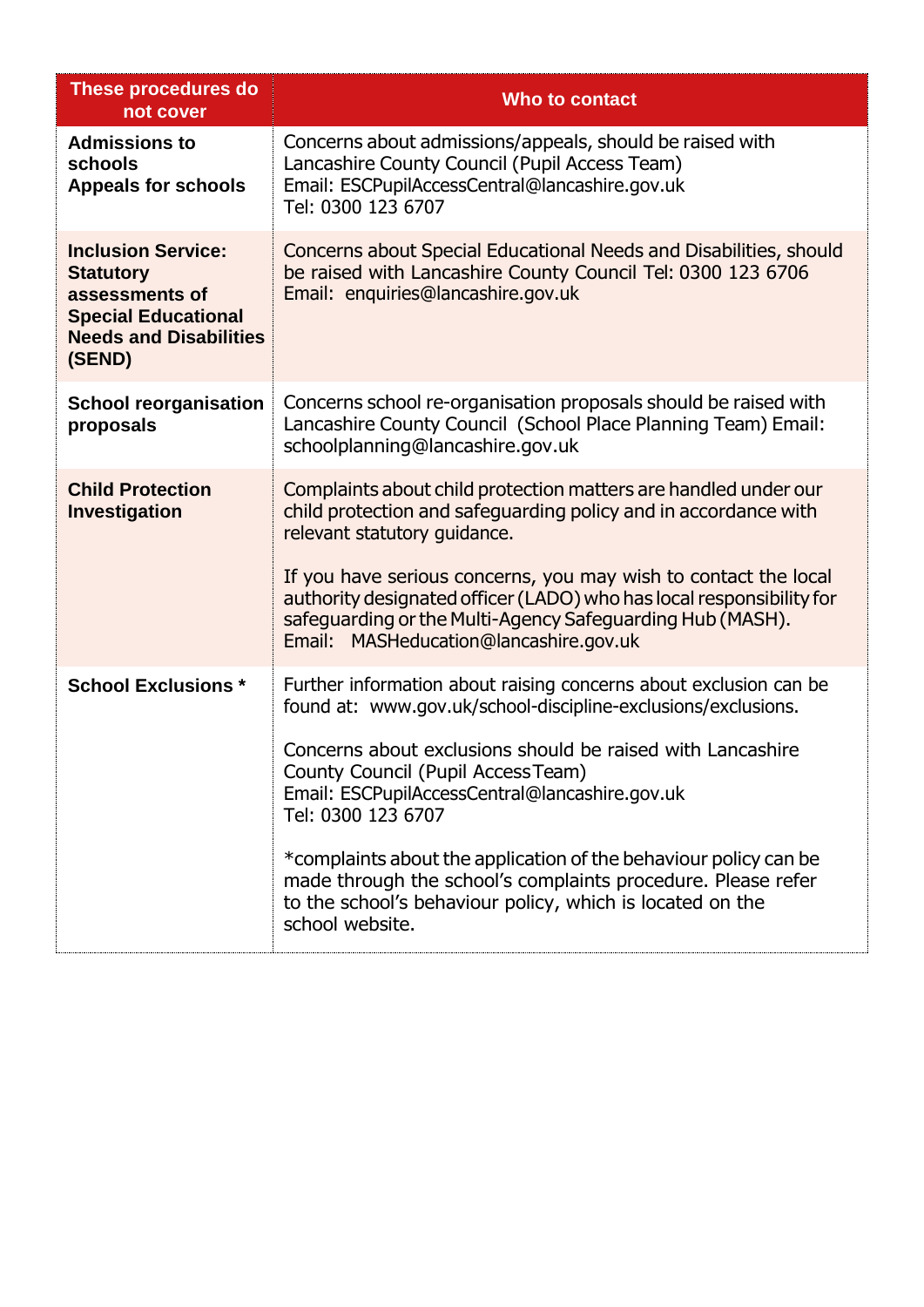| These procedures do not cover | Who to contact |
| --- | --- |
| **Admissions to schools**<br>**Appeals for schools** | Concerns about admissions/appeals, should be raised with Lancashire County Council (Pupil Access Team)<br>Email: ESCPupilAccessCentral@lancashire.gov.uk<br>Tel: 0300 123 6707 |
| **Inclusion Service: Statutory assessments of Special Educational Needs and Disabilities (SEND)** | Concerns about Special Educational Needs and Disabilities, should be raised with Lancashire County Council Tel: 0300 123 6706<br>Email: enquiries@lancashire.gov.uk |
| **School reorganisation proposals** | Concerns school re-organisation proposals should be raised with Lancashire County Council (School Place Planning Team) Email: schoolplanning@lancashire.gov.uk |
| **Child Protection Investigation** | Complaints about child protection matters are handled under our child protection and safeguarding policy and in accordance with relevant statutory guidance.<br><br>If you have serious concerns, you may wish to contact the local authority designated officer (LADO) who has local responsibility for safeguarding or the Multi-Agency Safeguarding Hub (MASH).<br>Email: MASHeducation@lancashire.gov.uk |
| **School Exclusions *** | Further information about raising concerns about exclusion can be found at: www.gov.uk/school-discipline-exclusions/exclusions.<br><br>Concerns about exclusions should be raised with Lancashire County Council (Pupil Access Team)<br>Email: ESCPupilAccessCentral@lancashire.gov.uk<br>Tel: 0300 123 6707<br><br>*complaints about the application of the behaviour policy can be made through the school's complaints procedure. Please refer to the school's behaviour policy, which is located on the school website. |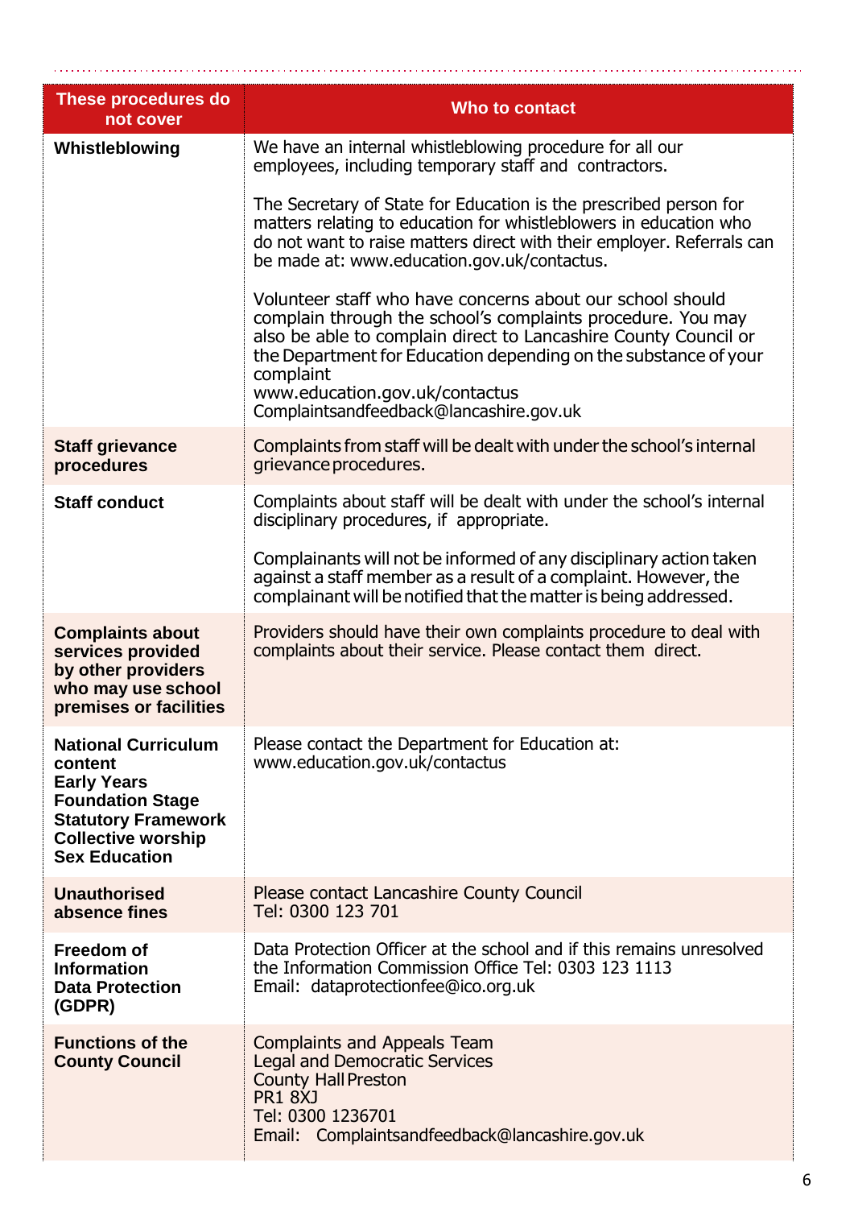| These procedures do not cover | Who to contact |
|---|---|
| **Whistleblowing** | We have an internal whistleblowing procedure for all our employees, including temporary staff and contractors.<br><br>The Secretary of State for Education is the prescribed person for matters relating to education for whistleblowers in education who do not want to raise matters direct with their employer. Referrals can be made at: www.education.gov.uk/contactus.<br><br>Volunteer staff who have concerns about our school should complain through the school's complaints procedure. You may also be able to complain direct to Lancashire County Council or the Department for Education depending on the substance of your complaint<br>www.education.gov.uk/contactus<br>Complaintsandfeedback@lancashire.gov.uk |
| **Staff grievance procedures** | Complaints from staff will be dealt with under the school's internal grievance procedures. |
| **Staff conduct** | Complaints about staff will be dealt with under the school's internal disciplinary procedures, if appropriate.<br><br>Complainants will not be informed of any disciplinary action taken against a staff member as a result of a complaint. However, the complainant will be notified that the matter is being addressed. |
| **Complaints about services provided by other providers who may use school premises or facilities** | Providers should have their own complaints procedure to deal with complaints about their service. Please contact them direct. |
| **National Curriculum content**<br>**Early Years Foundation Stage Statutory Framework**<br>**Collective worship**<br>**Sex Education** | Please contact the Department for Education at:<br>www.education.gov.uk/contactus |
| **Unauthorised absence fines** | Please contact Lancashire County Council<br>Tel: 0300 123 701 |
| **Freedom of Information**<br>**Data Protection (GDPR)** | Data Protection Officer at the school and if this remains unresolved the Information Commission Office Tel: 0303 123 1113<br>Email: dataprotectionfee@ico.org.uk |
| **Functions of the County Council** | Complaints and Appeals Team<br>Legal and Democratic Services<br>County Hall Preston<br>PR1 8XJ<br>Tel: 0300 1236701<br>Email: Complaintsandfeedback@lancashire.gov.uk |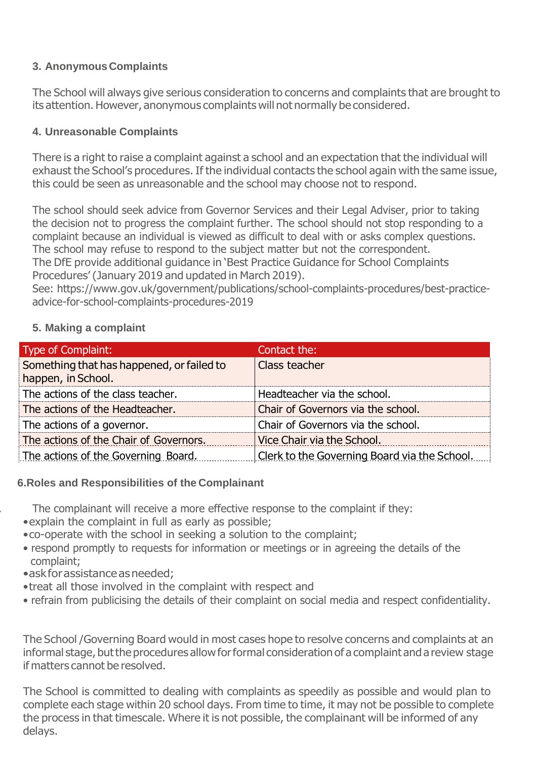### 3. Anonymous Complaints

The School will always give serious consideration to concerns and complaints that are brought to its attention. However, anonymous complaints will not normally be considered.

### 4. Unreasonable Complaints

There is a right to raise a complaint against a school and an expectation that the individual will exhaust the School's procedures. If the individual contacts the school again with the same issue, this could be seen as unreasonable and the school may choose not to respond.

The school should seek advice from Governor Services and their Legal Adviser, prior to taking the decision not to progress the complaint further. The school should not stop responding to a complaint because an individual is viewed as difficult to deal with or asks complex questions. The school may refuse to respond to the subject matter but not the correspondent.
The DfE provide additional guidance in 'Best Practice Guidance for School Complaints Procedures' (January 2019 and updated in March 2019).
See: https://www.gov.uk/government/publications/school-complaints-procedures/best-practice-advice-for-school-complaints-procedures-2019

### 5. Making a complaint

| Type of Complaint: | Contact the: |
|---|---|
| Something that has happened, or failed to happen, in School. | Class teacher |
| The actions of the class teacher. | Headteacher via the school. |
| The actions of the Headteacher. | Chair of Governors via the school. |
| The actions of a governor. | Chair of Governors via the school. |
| The actions of the Chair of Governors. | Vice Chair via the School. |
| The actions of the Governing Board. | Clerk to the Governing Board via the School. |

### 6. Roles and Responsibilities of the Complainant

The complainant will receive a more effective response to the complaint if they:

- explain the complaint in full as early as possible;
- co-operate with the school in seeking a solution to the complaint;
- respond promptly to requests for information or meetings or in agreeing the details of the complaint;
- ask for assistance as needed;
- treat all those involved in the complaint with respect and
- refrain from publicising the details of their complaint on social media and respect confidentiality.

The School /Governing Board would in most cases hope to resolve concerns and complaints at an informal stage, but the procedures allow for formal consideration of a complaint and a review stage if matters cannot be resolved.

The School is committed to dealing with complaints as speedily as possible and would plan to complete each stage within 20 school days. From time to time, it may not be possible to complete the process in that timescale. Where it is not possible, the complainant will be informed of any delays.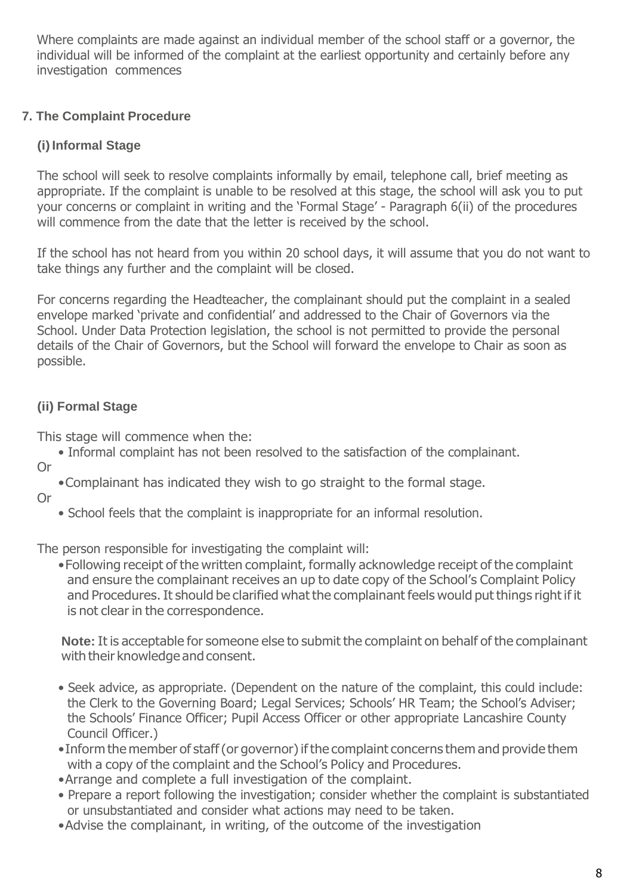Where complaints are made against an individual member of the school staff or a governor, the individual will be informed of the complaint at the earliest opportunity and certainly before any investigation commences

## 7. The Complaint Procedure

### (i) Informal Stage

The school will seek to resolve complaints informally by email, telephone call, brief meeting as appropriate. If the complaint is unable to be resolved at this stage, the school will ask you to put your concerns or complaint in writing and the 'Formal Stage' - Paragraph 6(ii) of the procedures will commence from the date that the letter is received by the school.

If the school has not heard from you within 20 school days, it will assume that you do not want to take things any further and the complaint will be closed.

For concerns regarding the Headteacher, the complainant should put the complaint in a sealed envelope marked 'private and confidential' and addressed to the Chair of Governors via the School. Under Data Protection legislation, the school is not permitted to provide the personal details of the Chair of Governors, but the School will forward the envelope to Chair as soon as possible.

### (ii) Formal Stage

This stage will commence when the:

- Informal complaint has not been resolved to the satisfaction of the complainant.

Or

- Complainant has indicated they wish to go straight to the formal stage.

Or

- School feels that the complaint is inappropriate for an informal resolution.

The person responsible for investigating the complaint will:

- Following receipt of the written complaint, formally acknowledge receipt of the complaint and ensure the complainant receives an up to date copy of the School's Complaint Policy and Procedures. It should be clarified what the complainant feels would put things right if it is not clear in the correspondence.

  **Note:** It is acceptable for someone else to submit the complaint on behalf of the complainant with their knowledge and consent.

- Seek advice, as appropriate. (Dependent on the nature of the complaint, this could include: the Clerk to the Governing Board; Legal Services; Schools' HR Team; the School's Adviser; the Schools' Finance Officer; Pupil Access Officer or other appropriate Lancashire County Council Officer.)
- Inform the member of staff (or governor) if the complaint concerns them and provide them with a copy of the complaint and the School's Policy and Procedures.
- Arrange and complete a full investigation of the complaint.
- Prepare a report following the investigation; consider whether the complaint is substantiated or unsubstantiated and consider what actions may need to be taken.
- Advise the complainant, in writing, of the outcome of the investigation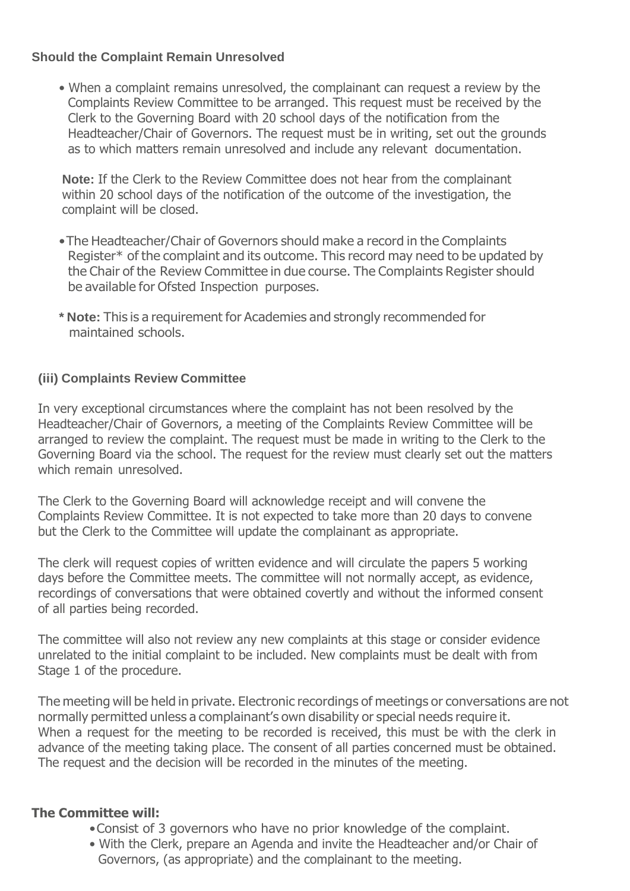**Should the Complaint Remain Unresolved**

- When a complaint remains unresolved, the complainant can request a review by the Complaints Review Committee to be arranged. This request must be received by the Clerk to the Governing Board with 20 school days of the notification from the Headteacher/Chair of Governors. The request must be in writing, set out the grounds as to which matters remain unresolved and include any relevant documentation.

  **Note:** If the Clerk to the Review Committee does not hear from the complainant within 20 school days of the notification of the outcome of the investigation, the complaint will be closed.

- The Headteacher/Chair of Governors should make a record in the Complaints Register* of the complaint and its outcome. This record may need to be updated by the Chair of the Review Committee in due course. The Complaints Register should be available for Ofsted Inspection purposes.

  ***Note:** This is a requirement for Academies and strongly recommended for maintained schools.

**(iii) Complaints Review Committee**

In very exceptional circumstances where the complaint has not been resolved by the Headteacher/Chair of Governors, a meeting of the Complaints Review Committee will be arranged to review the complaint. The request must be made in writing to the Clerk to the Governing Board via the school. The request for the review must clearly set out the matters which remain unresolved.

The Clerk to the Governing Board will acknowledge receipt and will convene the Complaints Review Committee. It is not expected to take more than 20 days to convene but the Clerk to the Committee will update the complainant as appropriate.

The clerk will request copies of written evidence and will circulate the papers 5 working days before the Committee meets. The committee will not normally accept, as evidence, recordings of conversations that were obtained covertly and without the informed consent of all parties being recorded.

The committee will also not review any new complaints at this stage or consider evidence unrelated to the initial complaint to be included. New complaints must be dealt with from Stage 1 of the procedure.

The meeting will be held in private. Electronic recordings of meetings or conversations are not normally permitted unless a complainant's own disability or special needs require it. When a request for the meeting to be recorded is received, this must be with the clerk in advance of the meeting taking place. The consent of all parties concerned must be obtained. The request and the decision will be recorded in the minutes of the meeting.

**The Committee will:**

- Consist of 3 governors who have no prior knowledge of the complaint.
- With the Clerk, prepare an Agenda and invite the Headteacher and/or Chair of Governors, (as appropriate) and the complainant to the meeting.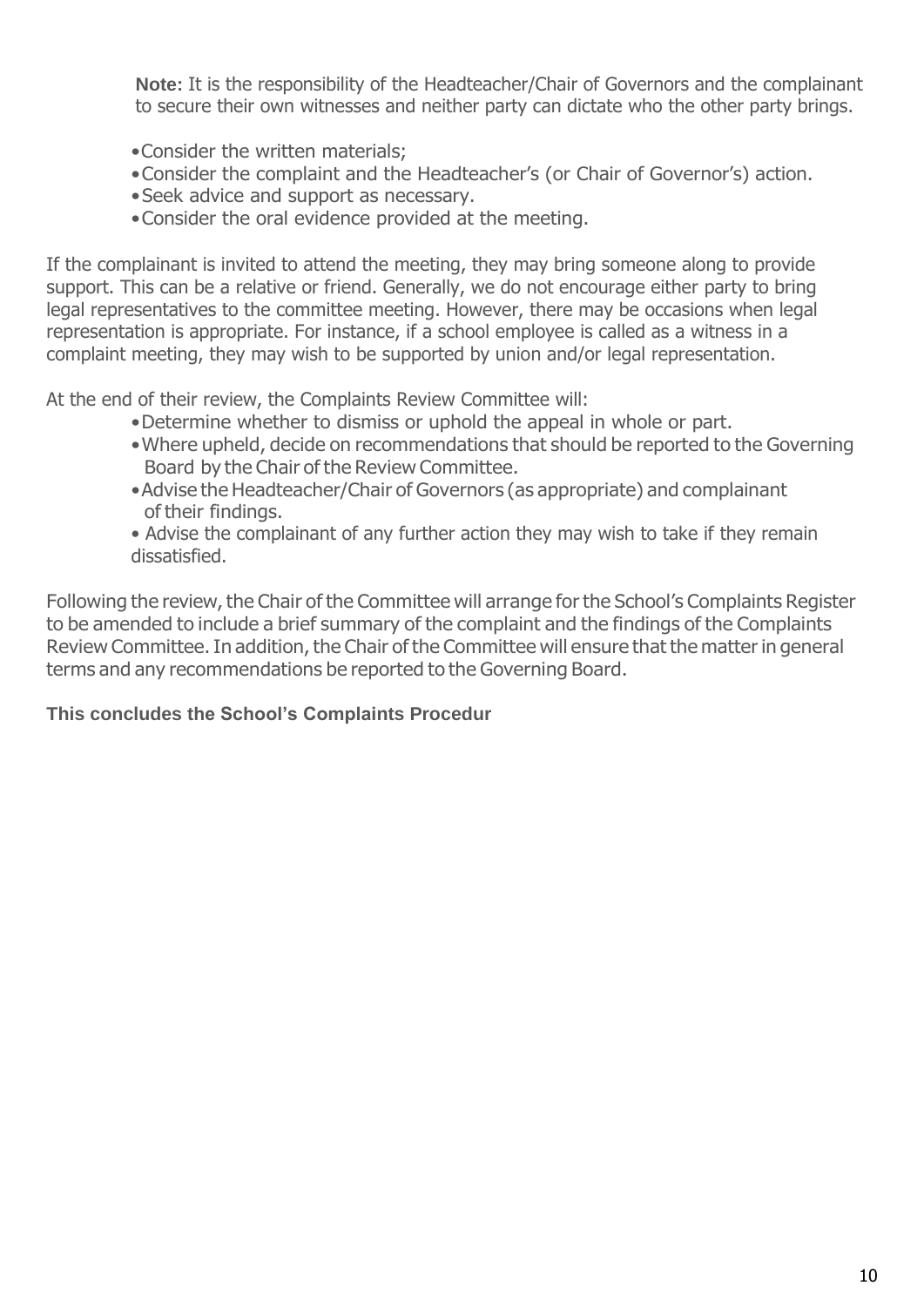**Note:** It is the responsibility of the Headteacher/Chair of Governors and the complainant to secure their own witnesses and neither party can dictate who the other party brings.

- Consider the written materials;
- Consider the complaint and the Headteacher's (or Chair of Governor's) action.
- Seek advice and support as necessary.
- Consider the oral evidence provided at the meeting.

If the complainant is invited to attend the meeting, they may bring someone along to provide support. This can be a relative or friend. Generally, we do not encourage either party to bring legal representatives to the committee meeting. However, there may be occasions when legal representation is appropriate. For instance, if a school employee is called as a witness in a complaint meeting, they may wish to be supported by union and/or legal representation.

At the end of their review, the Complaints Review Committee will:

- Determine whether to dismiss or uphold the appeal in whole or part.
- Where upheld, decide on recommendations that should be reported to the Governing Board by the Chair of the Review Committee.
- Advise the Headteacher/Chair of Governors (as appropriate) and complainant of their findings.
- Advise the complainant of any further action they may wish to take if they remain dissatisfied.

Following the review, the Chair of the Committee will arrange for the School's Complaints Register to be amended to include a brief summary of the complaint and the findings of the Complaints Review Committee. In addition, the Chair of the Committee will ensure that the matter in general terms and any recommendations be reported to the Governing Board.

**This concludes the School's Complaints Procedur**